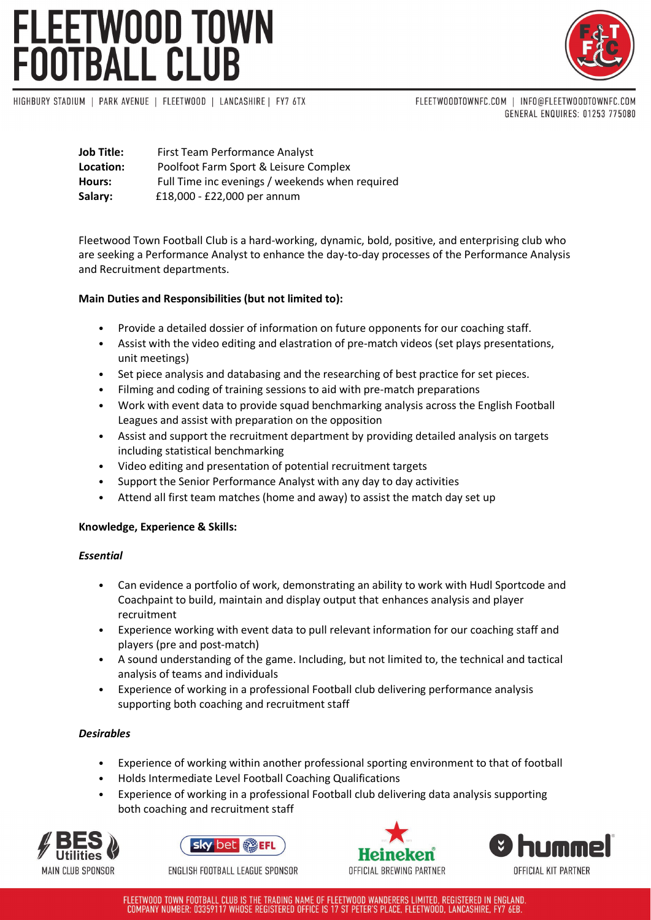# FLEETWOOD TOWN FOOTBALL CLUB

HIGHBURY STADIUM | PARK AVENUE | FLEETWOOD | LANCASHIRE | FY7 6TX

FLEETWOODTOWNFC.COM | INFO@FLEETWOODTOWNFC.COM
GENERAL ENQUIRES: 01253 775080

**Job Title:** First Team Performance Analyst
**Location:** Poolfoot Farm Sport & Leisure Complex
**Hours:** Full Time inc evenings / weekends when required
**Salary:** £18,000 - £22,000 per annum

Fleetwood Town Football Club is a hard-working, dynamic, bold, positive, and enterprising club who are seeking a Performance Analyst to enhance the day-to-day processes of the Performance Analysis and Recruitment departments.

**Main Duties and Responsibilities (but not limited to):**

- Provide a detailed dossier of information on future opponents for our coaching staff.
- Assist with the video editing and elastration of pre-match videos (set plays presentations, unit meetings)
- Set piece analysis and databasing and the researching of best practice for set pieces.
- Filming and coding of training sessions to aid with pre-match preparations
- Work with event data to provide squad benchmarking analysis across the English Football Leagues and assist with preparation on the opposition
- Assist and support the recruitment department by providing detailed analysis on targets including statistical benchmarking
- Video editing and presentation of potential recruitment targets
- Support the Senior Performance Analyst with any day to day activities
- Attend all first team matches (home and away) to assist the match day set up

**Knowledge, Experience & Skills:**

***Essential***

- Can evidence a portfolio of work, demonstrating an ability to work with Hudl Sportcode and Coachpaint to build, maintain and display output that enhances analysis and player recruitment
- Experience working with event data to pull relevant information for our coaching staff and players (pre and post-match)
- A sound understanding of the game. Including, but not limited to, the technical and tactical analysis of teams and individuals
- Experience of working in a professional Football club delivering performance analysis supporting both coaching and recruitment staff

***Desirables***

- Experience of working within another professional sporting environment to that of football
- Holds Intermediate Level Football Coaching Qualifications
- Experience of working in a professional Football club delivering data analysis supporting both coaching and recruitment staff

MAIN CLUB SPONSOR | ENGLISH FOOTBALL LEAGUE SPONSOR | OFFICIAL BREWING PARTNER | OFFICIAL KIT PARTNER

FLEETWOOD TOWN FOOTBALL CLUB IS THE TRADING NAME OF FLEETWOOD WANDERERS LIMITED, REGISTERED IN ENGLAND. COMPANY NUMBER: 03359117 WHOSE REGISTERED OFFICE IS 17 ST PETER'S PLACE, FLEETWOOD, LANCASHIRE, FY7 6EB.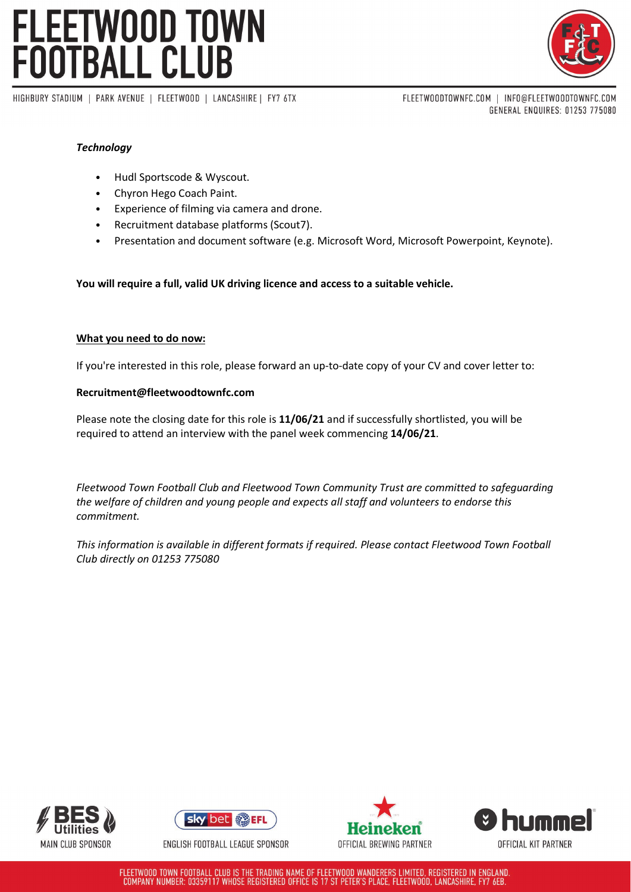*Technology*

- Hudl Sportscode & Wyscout.
- Chyron Hego Coach Paint.
- Experience of filming via camera and drone.
- Recruitment database platforms (Scout7).
- Presentation and document software (e.g. Microsoft Word, Microsoft Powerpoint, Keynote).

**You will require a full, valid UK driving licence and access to a suitable vehicle.**

**What you need to do now:**

If you're interested in this role, please forward an up-to-date copy of your CV and cover letter to:

**Recruitment@fleetwoodtownfc.com**

Please note the closing date for this role is **11/06/21** and if successfully shortlisted, you will be required to attend an interview with the panel week commencing **14/06/21**.

*Fleetwood Town Football Club and Fleetwood Town Community Trust are committed to safeguarding the welfare of children and young people and expects all staff and volunteers to endorse this commitment.*

*This information is available in different formats if required. Please contact Fleetwood Town Football Club directly on 01253 775080*